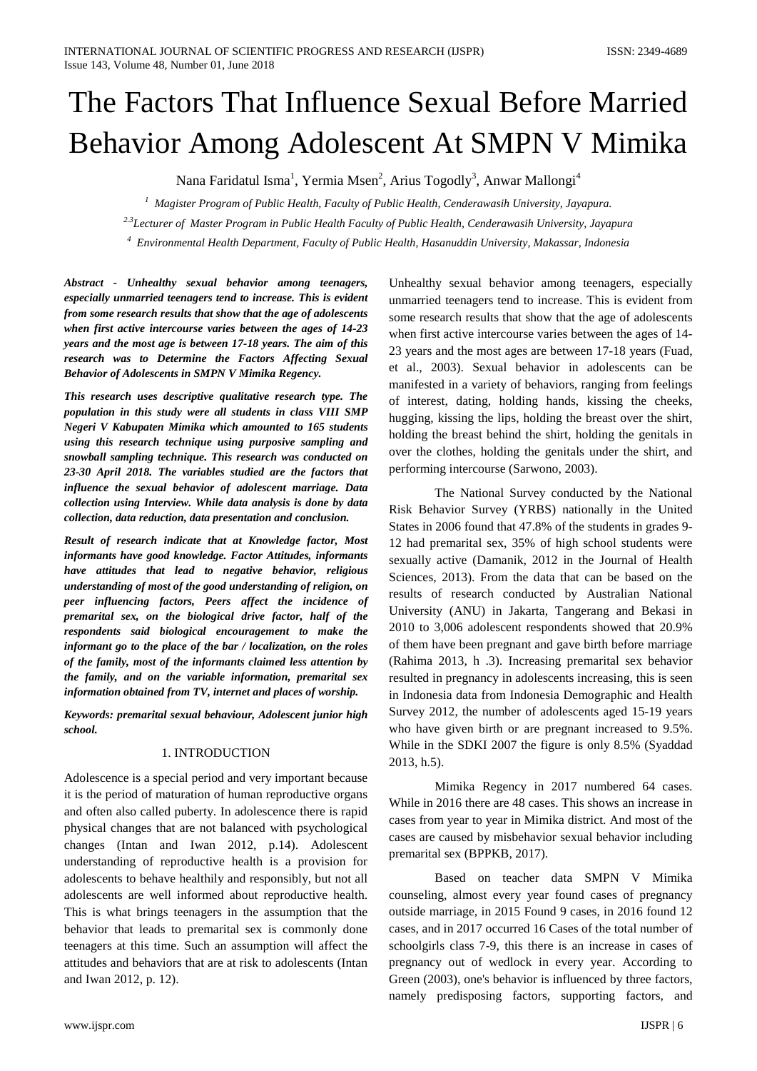# The Factors That Influence Sexual Before Married Behavior Among Adolescent At SMPN V Mimika

Nana Faridatul Isma[1], Yermia Msen[2], Arius Togodly[3], Anwar Mallongi[4]

[1] *Magister Program of Public Health, Faculty of Public Health, Cenderawasih University, Jayapura.*

[2,3] *Lecturer of Master Program in Public Health Faculty of Public Health, Cenderawasih University, Jayapura*

[4] *Environmental Health Department, Faculty of Public Health, Hasanuddin University, Makassar, Indonesia*

***Abstract - Unhealthy sexual behavior among teenagers, especially unmarried teenagers tend to increase. This is evident from some research results that show that the age of adolescents when first active intercourse varies between the ages of 14-23 years and the most age is between 17-18 years. The aim of this research was to Determine the Factors Affecting Sexual Behavior of Adolescents in SMPN V Mimika Regency.***

***This research uses descriptive qualitative research type. The population in this study were all students in class VIII SMP Negeri V Kabupaten Mimika which amounted to 165 students using this research technique using purposive sampling and snowball sampling technique. This research was conducted on 23-30 April 2018. The variables studied are the factors that influence the sexual behavior of adolescent marriage. Data collection using Interview. While data analysis is done by data collection, data reduction, data presentation and conclusion.***

***Result of research indicate that at Knowledge factor, Most informants have good knowledge. Factor Attitudes, informants have attitudes that lead to negative behavior, religious understanding of most of the good understanding of religion, on peer influencing factors, Peers affect the incidence of premarital sex, on the biological drive factor, half of the respondents said biological encouragement to make the informant go to the place of the bar / localization, on the roles of the family, most of the informants claimed less attention by the family, and on the variable information, premarital sex information obtained from TV, internet and places of worship.***

***Keywords: premarital sexual behaviour, Adolescent junior high school.***

## 1. INTRODUCTION

Adolescence is a special period and very important because it is the period of maturation of human reproductive organs and often also called puberty. In adolescence there is rapid physical changes that are not balanced with psychological changes (Intan and Iwan 2012, p.14). Adolescent understanding of reproductive health is a provision for adolescents to behave healthily and responsibly, but not all adolescents are well informed about reproductive health. This is what brings teenagers in the assumption that the behavior that leads to premarital sex is commonly done teenagers at this time. Such an assumption will affect the attitudes and behaviors that are at risk to adolescents (Intan and Iwan 2012, p. 12).

Unhealthy sexual behavior among teenagers, especially unmarried teenagers tend to increase. This is evident from some research results that show that the age of adolescents when first active intercourse varies between the ages of 14-23 years and the most ages are between 17-18 years (Fuad, et al., 2003). Sexual behavior in adolescents can be manifested in a variety of behaviors, ranging from feelings of interest, dating, holding hands, kissing the cheeks, hugging, kissing the lips, holding the breast over the shirt, holding the breast behind the shirt, holding the genitals in over the clothes, holding the genitals under the shirt, and performing intercourse (Sarwono, 2003).

The National Survey conducted by the National Risk Behavior Survey (YRBS) nationally in the United States in 2006 found that 47.8% of the students in grades 9-12 had premarital sex, 35% of high school students were sexually active (Damanik, 2012 in the Journal of Health Sciences, 2013). From the data that can be based on the results of research conducted by Australian National University (ANU) in Jakarta, Tangerang and Bekasi in 2010 to 3,006 adolescent respondents showed that 20.9% of them have been pregnant and gave birth before marriage (Rahima 2013, h .3). Increasing premarital sex behavior resulted in pregnancy in adolescents increasing, this is seen in Indonesia data from Indonesia Demographic and Health Survey 2012, the number of adolescents aged 15-19 years who have given birth or are pregnant increased to 9.5%. While in the SDKI 2007 the figure is only 8.5% (Syaddad 2013, h.5).

Mimika Regency in 2017 numbered 64 cases. While in 2016 there are 48 cases. This shows an increase in cases from year to year in Mimika district. And most of the cases are caused by misbehavior sexual behavior including premarital sex (BPPKB, 2017).

Based on teacher data SMPN V Mimika counseling, almost every year found cases of pregnancy outside marriage, in 2015 Found 9 cases, in 2016 found 12 cases, and in 2017 occurred 16 Cases of the total number of schoolgirls class 7-9, this there is an increase in cases of pregnancy out of wedlock in every year. According to Green (2003), one's behavior is influenced by three factors, namely predisposing factors, supporting factors, and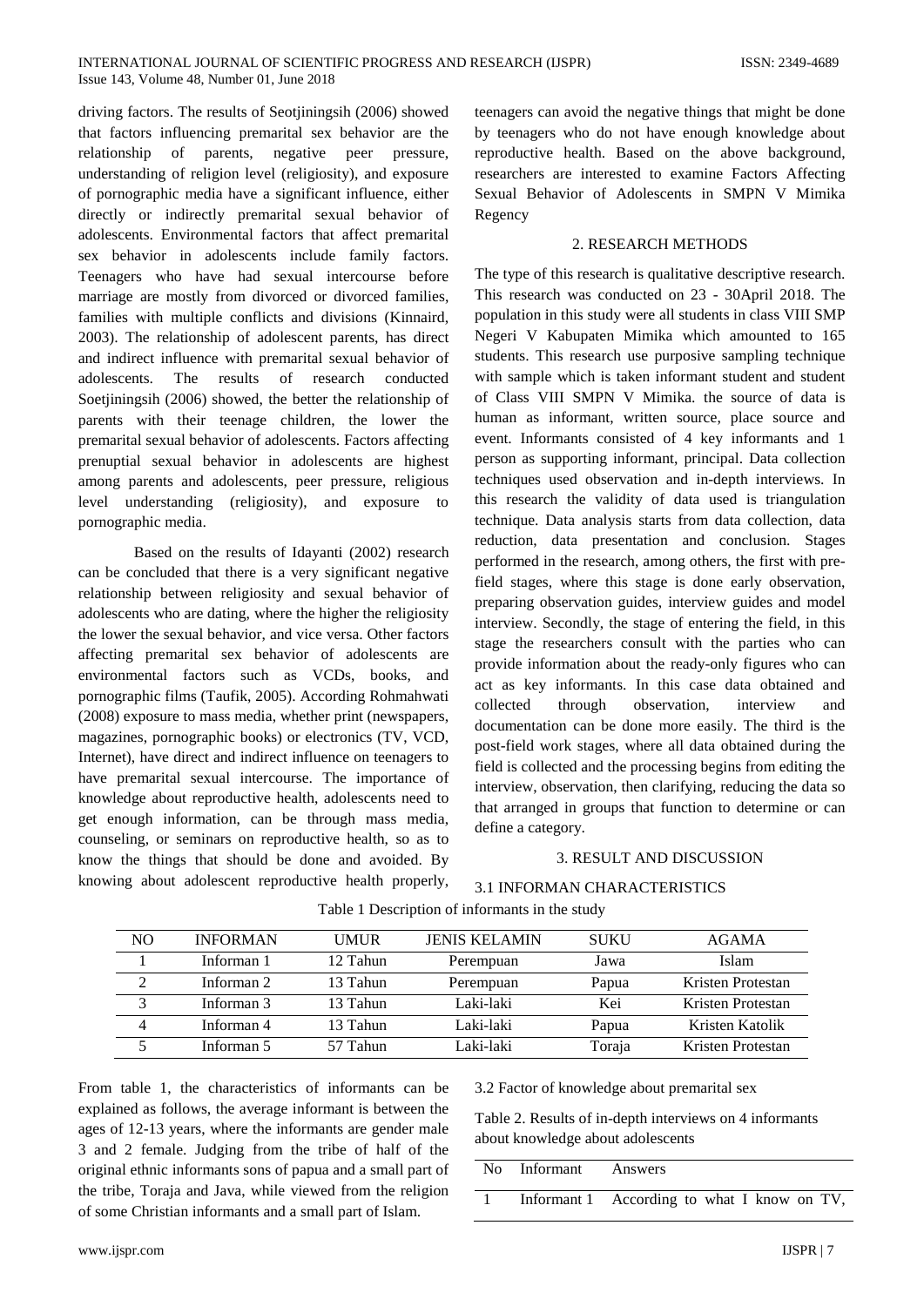driving factors. The results of Seotjiningsih (2006) showed that factors influencing premarital sex behavior are the relationship of parents, negative peer pressure, understanding of religion level (religiosity), and exposure of pornographic media have a significant influence, either directly or indirectly premarital sexual behavior of adolescents. Environmental factors that affect premarital sex behavior in adolescents include family factors. Teenagers who have had sexual intercourse before marriage are mostly from divorced or divorced families, families with multiple conflicts and divisions (Kinnaird, 2003). The relationship of adolescent parents, has direct and indirect influence with premarital sexual behavior of adolescents. The results of research conducted Soetjiningsih (2006) showed, the better the relationship of parents with their teenage children, the lower the premarital sexual behavior of adolescents. Factors affecting prenuptial sexual behavior in adolescents are highest among parents and adolescents, peer pressure, religious level understanding (religiosity), and exposure to pornographic media.

Based on the results of Idayanti (2002) research can be concluded that there is a very significant negative relationship between religiosity and sexual behavior of adolescents who are dating, where the higher the religiosity the lower the sexual behavior, and vice versa. Other factors affecting premarital sex behavior of adolescents are environmental factors such as VCDs, books, and pornographic films (Taufik, 2005). According Rohmahwati (2008) exposure to mass media, whether print (newspapers, magazines, pornographic books) or electronics (TV, VCD, Internet), have direct and indirect influence on teenagers to have premarital sexual intercourse. The importance of knowledge about reproductive health, adolescents need to get enough information, can be through mass media, counseling, or seminars on reproductive health, so as to know the things that should be done and avoided. By knowing about adolescent reproductive health properly, teenagers can avoid the negative things that might be done by teenagers who do not have enough knowledge about reproductive health. Based on the above background, researchers are interested to examine Factors Affecting Sexual Behavior of Adolescents in SMPN V Mimika Regency

## 2. RESEARCH METHODS

The type of this research is qualitative descriptive research. This research was conducted on 23 - 30April 2018. The population in this study were all students in class VIII SMP Negeri V Kabupaten Mimika which amounted to 165 students. This research use purposive sampling technique with sample which is taken informant student and student of Class VIII SMPN V Mimika. the source of data is human as informant, written source, place source and event. Informants consisted of 4 key informants and 1 person as supporting informant, principal. Data collection techniques used observation and in-depth interviews. In this research the validity of data used is triangulation technique. Data analysis starts from data collection, data reduction, data presentation and conclusion. Stages performed in the research, among others, the first with pre-field stages, where this stage is done early observation, preparing observation guides, interview guides and model interview. Secondly, the stage of entering the field, in this stage the researchers consult with the parties who can provide information about the ready-only figures who can act as key informants. In this case data obtained and collected through observation, interview and documentation can be done more easily. The third is the post-field work stages, where all data obtained during the field is collected and the processing begins from editing the interview, observation, then clarifying, reducing the data so that arranged in groups that function to determine or can define a category.

## 3. RESULT AND DISCUSSION

### 3.1 INFORMAN CHARACTERISTICS

Table 1 Description of informants in the study

| NO | INFORMAN | UMUR | JENIS KELAMIN | SUKU | AGAMA |
|---|---|---|---|---|---|
| 1 | Informan 1 | 12 Tahun | Perempuan | Jawa | Islam |
| 2 | Informan 2 | 13 Tahun | Perempuan | Papua | Kristen Protestan |
| 3 | Informan 3 | 13 Tahun | Laki-laki | Kei | Kristen Protestan |
| 4 | Informan 4 | 13 Tahun | Laki-laki | Papua | Kristen Katolik |
| 5 | Informan 5 | 57 Tahun | Laki-laki | Toraja | Kristen Protestan |

From table 1, the characteristics of informants can be explained as follows, the average informant is between the ages of 12-13 years, where the informants are gender male 3 and 2 female. Judging from the tribe of half of the original ethnic informants sons of papua and a small part of the tribe, Toraja and Java, while viewed from the religion of some Christian informants and a small part of Islam.

### 3.2 Factor of knowledge about premarital sex

Table 2. Results of in-depth interviews on 4 informants about knowledge about adolescents

| No | Informant | Answers |
|---|---|---|
| 1 | Informant 1 | According to what I know on TV, |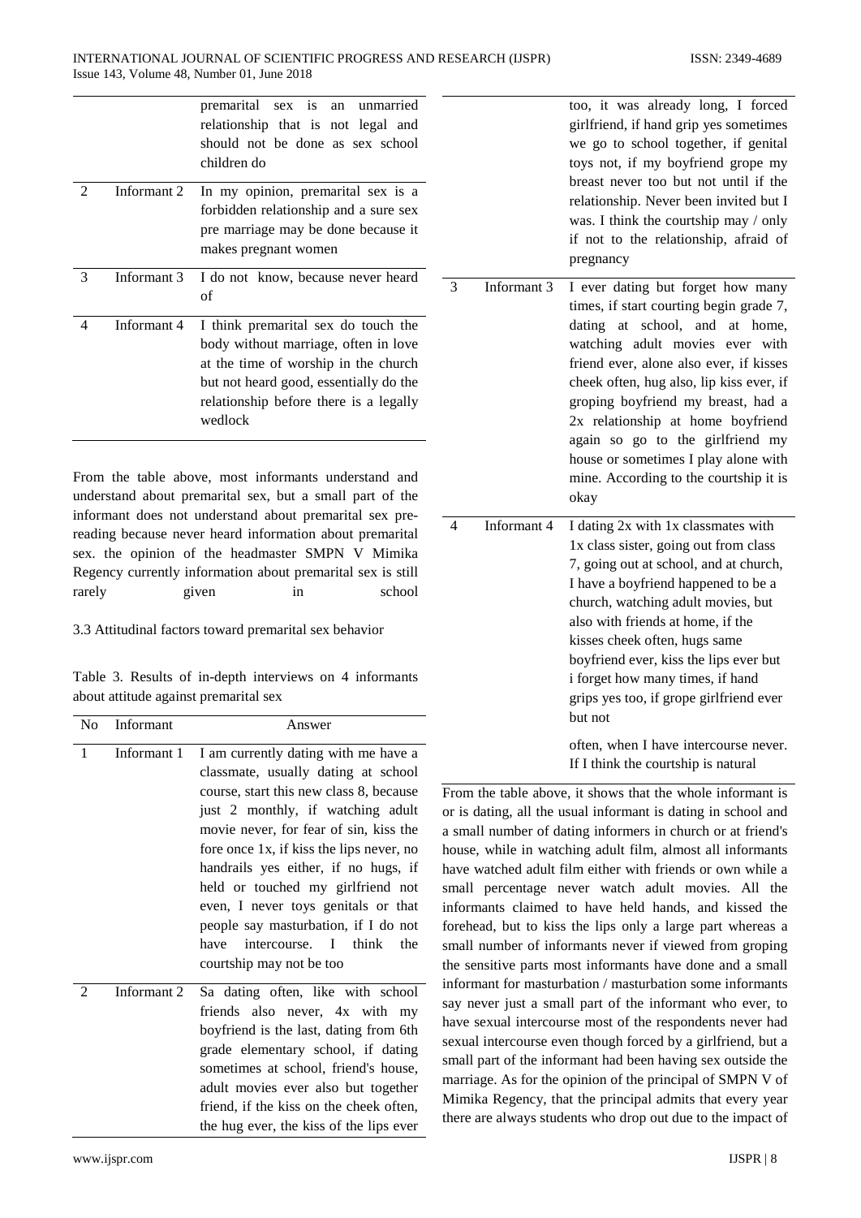| | | premarital sex is an unmarried relationship that is not legal and should not be done as sex school children do |
|---|---|---|
| 2 | Informant 2 | In my opinion, premarital sex is a forbidden relationship and a sure sex pre marriage may be done because it makes pregnant women |
| 3 | Informant 3 | I do not know, because never heard of |
| 4 | Informant 4 | I think premarital sex do touch the body without marriage, often in love at the time of worship in the church but not heard good, essentially do the relationship before there is a legally wedlock |

From the table above, most informants understand and understand about premarital sex, but a small part of the informant does not understand about premarital sex pre-reading because never heard information about premarital sex. the opinion of the headmaster SMPN V Mimika Regency currently information about premarital sex is still rarely given in school

3.3 Attitudinal factors toward premarital sex behavior

Table 3. Results of in-depth interviews on 4 informants about attitude against premarital sex

| No | Informant | Answer |
|---|---|---|
| 1 | Informant 1 | I am currently dating with me have a classmate, usually dating at school course, start this new class 8, because just 2 monthly, if watching adult movie never, for fear of sin, kiss the fore once 1x, if kiss the lips never, no handrails yes either, if no hugs, if held or touched my girlfriend not even, I never toys genitals or that people say masturbation, if I do not have intercourse. I think the courtship may not be too |
| 2 | Informant 2 | Sa dating often, like with school friends also never, 4x with my boyfriend is the last, dating from 6th grade elementary school, if dating sometimes at school, friend's house, adult movies ever also but together friend, if the kiss on the cheek often, the hug ever, the kiss of the lips ever too, it was already long, I forced girlfriend, if hand grip yes sometimes we go to school together, if genital toys not, if my boyfriend grope my breast never too but not until if the relationship. Never been invited but I was. I think the courtship may / only if not to the relationship, afraid of pregnancy |
| 3 | Informant 3 | I ever dating but forget how many times, if start courting begin grade 7, dating at school, and at home, watching adult movies ever with friend ever, alone also ever, if kisses cheek often, hug also, lip kiss ever, if groping boyfriend my breast, had a 2x relationship at home boyfriend again so go to the girlfriend my house or sometimes I play alone with mine. According to the courtship it is okay |
| 4 | Informant 4 | I dating 2x with 1x classmates with 1x class sister, going out from class 7, going out at school, and at church, I have a boyfriend happened to be a church, watching adult movies, but also with friends at home, if the kisses cheek often, hugs same boyfriend ever, kiss the lips ever but i forget how many times, if hand grips yes too, if grope girlfriend ever but not often, when I have intercourse never. If I think the courtship is natural |

From the table above, it shows that the whole informant is or is dating, all the usual informant is dating in school and a small number of dating informers in church or at friend's house, while in watching adult film, almost all informants have watched adult film either with friends or own while a small percentage never watch adult movies. All the informants claimed to have held hands, and kissed the forehead, but to kiss the lips only a large part whereas a small number of informants never if viewed from groping the sensitive parts most informants have done and a small informant for masturbation / masturbation some informants say never just a small part of the informant who ever, to have sexual intercourse most of the respondents never had sexual intercourse even though forced by a girlfriend, but a small part of the informant had been having sex outside the marriage. As for the opinion of the principal of SMPN V of Mimika Regency, that the principal admits that every year there are always students who drop out due to the impact of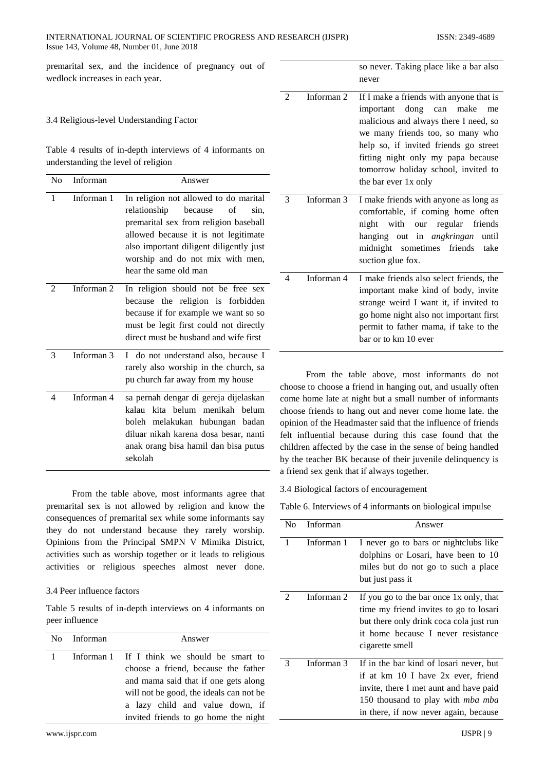premarital sex, and the incidence of pregnancy out of wedlock increases in each year.

3.4 Religious-level Understanding Factor

Table 4 results of in-depth interviews of 4 informants on understanding the level of religion

| No | Informan | Answer |
|---|---|---|
| 1 | Informan 1 | In religion not allowed to do marital relationship because of sin, premarital sex from religion baseball allowed because it is not legitimate also important diligent diligently just worship and do not mix with men, hear the same old man |
| 2 | Informan 2 | In religion should not be free sex because the religion is forbidden because if for example we want so so must be legit first could not directly direct must be husband and wife first |
| 3 | Informan 3 | I do not understand also, because I rarely also worship in the church, sa pu church far away from my house |
| 4 | Informan 4 | sa pernah dengar di gereja dijelaskan kalau kita belum menikah belum boleh melakukan hubungan badan diluar nikah karena dosa besar, nanti anak orang bisa hamil dan bisa putus sekolah |

From the table above, most informants agree that premarital sex is not allowed by religion and know the consequences of premarital sex while some informants say they do not understand because they rarely worship. Opinions from the Principal SMPN V Mimika District, activities such as worship together or it leads to religious activities or religious speeches almost never done.

3.4 Peer influence factors

Table 5 results of in-depth interviews on 4 informants on peer influence

| No | Informan | Answer |
|---|---|---|
| 1 | Informan 1 | If I think we should be smart to choose a friend, because the father and mama said that if one gets along will not be good, the ideals can not be a lazy child and value down, if invited friends to go home the night so never. Taking place like a bar also never |
| 2 | Informan 2 | If I make a friends with anyone that is important dong can make me malicious and always there I need, so we many friends too, so many who help so, if invited friends go street fitting night only my papa because tomorrow holiday school, invited to the bar ever 1x only |
| 3 | Informan 3 | I make friends with anyone as long as comfortable, if coming home often night with our regular friends hanging out in *angkringan* until midnight sometimes friends take suction glue fox. |
| 4 | Informan 4 | I make friends also select friends, the important make kind of body, invite strange weird I want it, if invited to go home night also not important first permit to father mama, if take to the bar or to km 10 ever |

From the table above, most informants do not choose to choose a friend in hanging out, and usually often come home late at night but a small number of informants choose friends to hang out and never come home late. the opinion of the Headmaster said that the influence of friends felt influential because during this case found that the children affected by the case in the sense of being handled by the teacher BK because of their juvenile delinquency is a friend sex genk that if always together.

3.4 Biological factors of encouragement

Table 6. Interviews of 4 informants on biological impulse

| No | Informan | Answer |
|---|---|---|
| 1 | Informan 1 | I never go to bars or nightclubs like dolphins or Losari, have been to 10 miles but do not go to such a place but just pass it |
| 2 | Informan 2 | If you go to the bar once 1x only, that time my friend invites to go to losari but there only drink coca cola just run it home because I never resistance cigarette smell |
| 3 | Informan 3 | If in the bar kind of losari never, but if at km 10 I have 2x ever, friend invite, there I met aunt and have paid 150 thousand to play with *mba mba* in there, if now never again, because |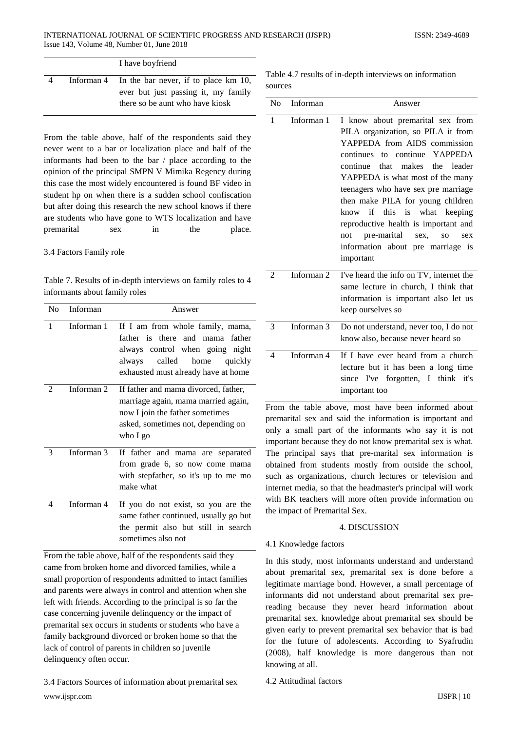| | | I have boyfriend |
|---|---|---|
| 4 | Informan 4 | In the bar never, if to place km 10, ever but just passing it, my family there so be aunt who have kiosk |

From the table above, half of the respondents said they never went to a bar or localization place and half of the informants had been to the bar / place according to the opinion of the principal SMPN V Mimika Regency during this case the most widely encountered is found BF video in student hp on when there is a sudden school confiscation but after doing this research the new school knows if there are students who have gone to WTS localization and have premarital sex in the place.

3.4 Factors Family role

Table 7. Results of in-depth interviews on family roles to 4 informants about family roles

| No | Informan | Answer |
|---|---|---|
| 1 | Informan 1 | If I am from whole family, mama, father is there and mama father always control when going night always called home quickly exhausted must already have at home |
| 2 | Informan 2 | If father and mama divorced, father, marriage again, mama married again, now I join the father sometimes asked, sometimes not, depending on who I go |
| 3 | Informan 3 | If father and mama are separated from grade 6, so now come mama with stepfather, so it's up to me mo make what |
| 4 | Informan 4 | If you do not exist, so you are the same father continued, usually go but the permit also but still in search sometimes also not |

From the table above, half of the respondents said they came from broken home and divorced families, while a small proportion of respondents admitted to intact families and parents were always in control and attention when she left with friends. According to the principal is so far the case concerning juvenile delinquency or the impact of premarital sex occurs in students or students who have a family background divorced or broken home so that the lack of control of parents in children so juvenile delinquency often occur.

3.4 Factors Sources of information about premarital sex

Table 4.7 results of in-depth interviews on information sources

| No | Informan | Answer |
|---|---|---|
| 1 | Informan 1 | I know about premarital sex from PILA organization, so PILA it from YAPPEDA from AIDS commission continues to continue YAPPEDA continue that makes the leader YAPPEDA is what most of the many teenagers who have sex pre marriage then make PILA for young children know if this is what keeping reproductive health is important and not pre-marital sex, so sex information about pre marriage is important |
| 2 | Informan 2 | I've heard the info on TV, internet the same lecture in church, I think that information is important also let us keep ourselves so |
| 3 | Informan 3 | Do not understand, never too, I do not know also, because never heard so |
| 4 | Informan 4 | If I have ever heard from a church lecture but it has been a long time since I've forgotten, I think it's important too |

From the table above, most have been informed about premarital sex and said the information is important and only a small part of the informants who say it is not important because they do not know premarital sex is what. The principal says that pre-marital sex information is obtained from students mostly from outside the school, such as organizations, church lectures or television and internet media, so that the headmaster's principal will work with BK teachers will more often provide information on the impact of Premarital Sex.

## 4. DISCUSSION

### 4.1 Knowledge factors

In this study, most informants understand and understand about premarital sex, premarital sex is done before a legitimate marriage bond. However, a small percentage of informants did not understand about premarital sex pre-reading because they never heard information about premarital sex. knowledge about premarital sex should be given early to prevent premarital sex behavior that is bad for the future of adolescents. According to Syafrudin (2008), half knowledge is more dangerous than not knowing at all.

### 4.2 Attitudinal factors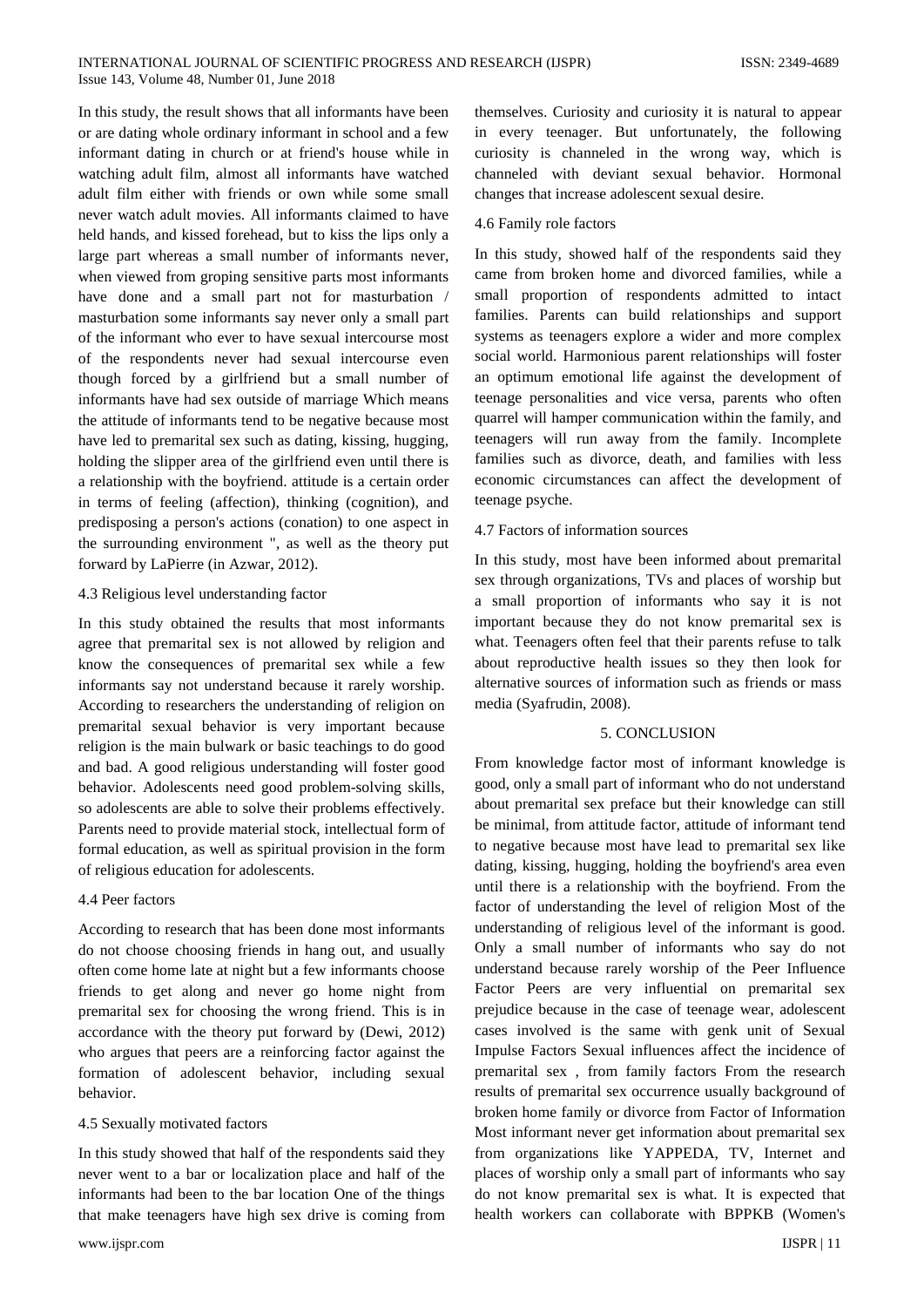In this study, the result shows that all informants have been or are dating whole ordinary informant in school and a few informant dating in church or at friend's house while in watching adult film, almost all informants have watched adult film either with friends or own while some small never watch adult movies. All informants claimed to have held hands, and kissed forehead, but to kiss the lips only a large part whereas a small number of informants never, when viewed from groping sensitive parts most informants have done and a small part not for masturbation / masturbation some informants say never only a small part of the informant who ever to have sexual intercourse most of the respondents never had sexual intercourse even though forced by a girlfriend but a small number of informants have had sex outside of marriage Which means the attitude of informants tend to be negative because most have led to premarital sex such as dating, kissing, hugging, holding the slipper area of the girlfriend even until there is a relationship with the boyfriend. attitude is a certain order in terms of feeling (affection), thinking (cognition), and predisposing a person's actions (conation) to one aspect in the surrounding environment ", as well as the theory put forward by LaPierre (in Azwar, 2012).

### 4.3 Religious level understanding factor

In this study obtained the results that most informants agree that premarital sex is not allowed by religion and know the consequences of premarital sex while a few informants say not understand because it rarely worship. According to researchers the understanding of religion on premarital sexual behavior is very important because religion is the main bulwark or basic teachings to do good and bad. A good religious understanding will foster good behavior. Adolescents need good problem-solving skills, so adolescents are able to solve their problems effectively. Parents need to provide material stock, intellectual form of formal education, as well as spiritual provision in the form of religious education for adolescents.

### 4.4 Peer factors

According to research that has been done most informants do not choose choosing friends in hang out, and usually often come home late at night but a few informants choose friends to get along and never go home night from premarital sex for choosing the wrong friend. This is in accordance with the theory put forward by (Dewi, 2012) who argues that peers are a reinforcing factor against the formation of adolescent behavior, including sexual behavior.

### 4.5 Sexually motivated factors

In this study showed that half of the respondents said they never went to a bar or localization place and half of the informants had been to the bar location One of the things that make teenagers have high sex drive is coming from themselves. Curiosity and curiosity it is natural to appear in every teenager. But unfortunately, the following curiosity is channeled in the wrong way, which is channeled with deviant sexual behavior. Hormonal changes that increase adolescent sexual desire.

### 4.6 Family role factors

In this study, showed half of the respondents said they came from broken home and divorced families, while a small proportion of respondents admitted to intact families. Parents can build relationships and support systems as teenagers explore a wider and more complex social world. Harmonious parent relationships will foster an optimum emotional life against the development of teenage personalities and vice versa, parents who often quarrel will hamper communication within the family, and teenagers will run away from the family. Incomplete families such as divorce, death, and families with less economic circumstances can affect the development of teenage psyche.

### 4.7 Factors of information sources

In this study, most have been informed about premarital sex through organizations, TVs and places of worship but a small proportion of informants who say it is not important because they do not know premarital sex is what. Teenagers often feel that their parents refuse to talk about reproductive health issues so they then look for alternative sources of information such as friends or mass media (Syafrudin, 2008).

## 5. CONCLUSION

From knowledge factor most of informant knowledge is good, only a small part of informant who do not understand about premarital sex preface but their knowledge can still be minimal, from attitude factor, attitude of informant tend to negative because most have lead to premarital sex like dating, kissing, hugging, holding the boyfriend's area even until there is a relationship with the boyfriend. From the factor of understanding the level of religion Most of the understanding of religious level of the informant is good. Only a small number of informants who say do not understand because rarely worship of the Peer Influence Factor Peers are very influential on premarital sex prejudice because in the case of teenage wear, adolescent cases involved is the same with genk unit of Sexual Impulse Factors Sexual influences affect the incidence of premarital sex , from family factors From the research results of premarital sex occurrence usually background of broken home family or divorce from Factor of Information Most informant never get information about premarital sex from organizations like YAPPEDA, TV, Internet and places of worship only a small part of informants who say do not know premarital sex is what. It is expected that health workers can collaborate with BPPKB (Women's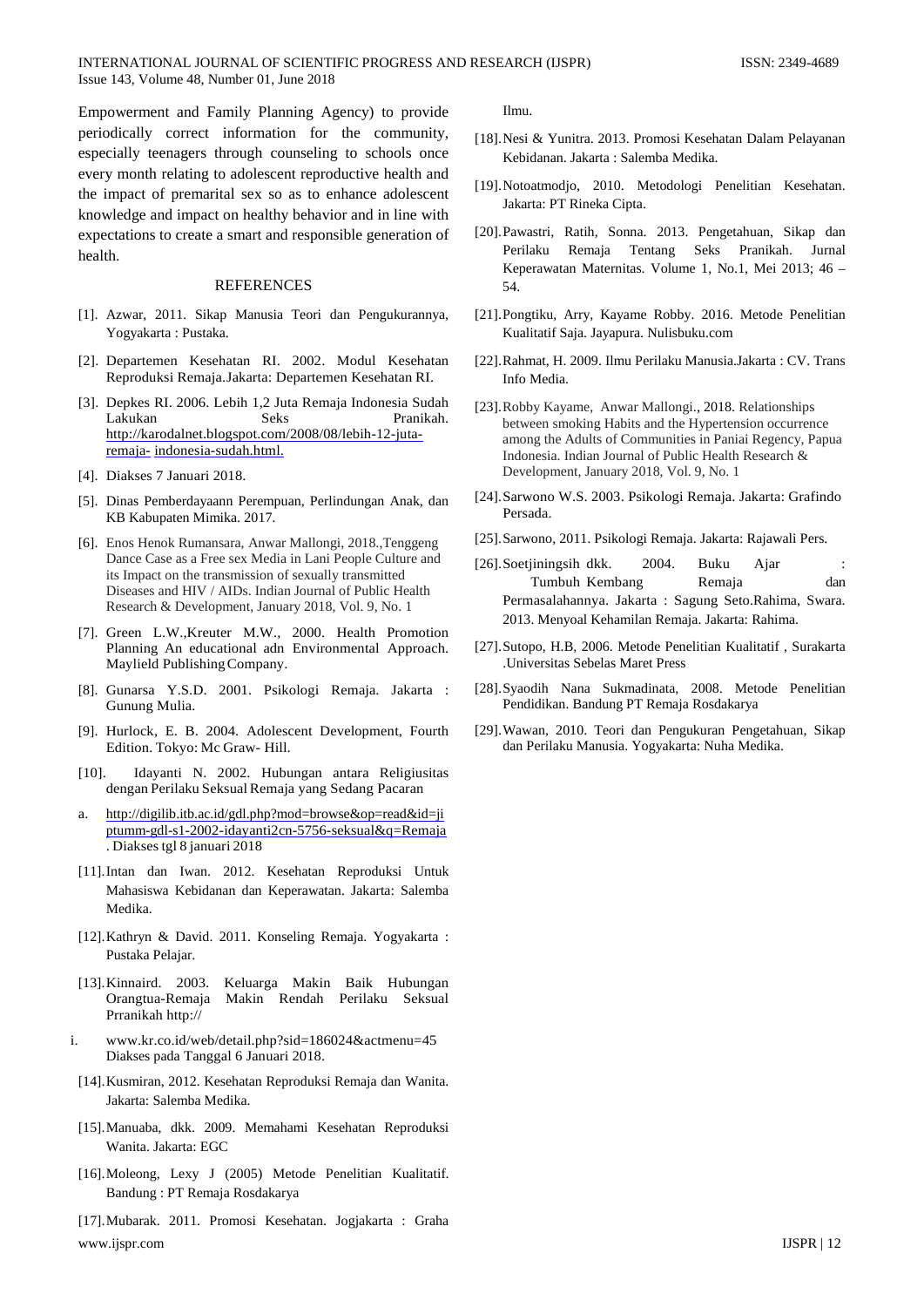Empowerment and Family Planning Agency) to provide periodically correct information for the community, especially teenagers through counseling to schools once every month relating to adolescent reproductive health and the impact of premarital sex so as to enhance adolescent knowledge and impact on healthy behavior and in line with expectations to create a smart and responsible generation of health.

## REFERENCES

[1]. Azwar, 2011. Sikap Manusia Teori dan Pengukurannya, Yogyakarta : Pustaka.

[2]. Departemen Kesehatan RI. 2002. Modul Kesehatan Reproduksi Remaja.Jakarta: Departemen Kesehatan RI.

[3]. Depkes RI. 2006. Lebih 1,2 Juta Remaja Indonesia Sudah Lakukan Seks Pranikah. http://karodalnet.blogspot.com/2008/08/lebih-12-juta-remaja- indonesia-sudah.html.

[4]. Diakses 7 Januari 2018.

[5]. Dinas Pemberdayaann Perempuan, Perlindungan Anak, dan KB Kabupaten Mimika. 2017.

[6]. Enos Henok Rumansara, Anwar Mallongi, 2018.,Tenggeng Dance Case as a Free sex Media in Lani People Culture and its Impact on the transmission of sexually transmitted Diseases and HIV / AIDs. Indian Journal of Public Health Research & Development, January 2018, Vol. 9, No. 1

[7]. Green L.W.,Kreuter M.W., 2000. Health Promotion Planning An educational adn Environmental Approach. Maylield Publishing Company.

[8]. Gunarsa Y.S.D. 2001. Psikologi Remaja. Jakarta : Gunung Mulia.

[9]. Hurlock, E. B. 2004. Adolescent Development, Fourth Edition. Tokyo: Mc Graw- Hill.

[10]. Idayanti N. 2002. Hubungan antara Religiusitas dengan Perilaku Seksual Remaja yang Sedang Pacaran

a. http://digilib.itb.ac.id/gdl.php?mod=browse&op=read&id=jiptumm-gdl-s1-2002-idayanti2cn-5756-seksual&q=Remaja . Diakses tgl 8 januari 2018

[11]. Intan dan Iwan. 2012. Kesehatan Reproduksi Untuk Mahasiswa Kebidanan dan Keperawatan. Jakarta: Salemba Medika.

[12]. Kathryn & David. 2011. Konseling Remaja. Yogyakarta : Pustaka Pelajar.

[13]. Kinnaird. 2003. Keluarga Makin Baik Hubungan Orangtua-Remaja Makin Rendah Perilaku Seksual Prranikah http://

i. www.kr.co.id/web/detail.php?sid=186024&actmenu=45 Diakses pada Tanggal 6 Januari 2018.

[14]. Kusmiran, 2012. Kesehatan Reproduksi Remaja dan Wanita. Jakarta: Salemba Medika.

[15]. Manuaba, dkk. 2009. Memahami Kesehatan Reproduksi Wanita. Jakarta: EGC

[16]. Moleong, Lexy J (2005) Metode Penelitian Kualitatif. Bandung : PT Remaja Rosdakarya

[17]. Mubarak. 2011. Promosi Kesehatan. Jogjakarta : Graha Ilmu.

[18]. Nesi & Yunitra. 2013. Promosi Kesehatan Dalam Pelayanan Kebidanan. Jakarta : Salemba Medika.

[19]. Notoatmodjo, 2010. Metodologi Penelitian Kesehatan. Jakarta: PT Rineka Cipta.

[20]. Pawastri, Ratih, Sonna. 2013. Pengetahuan, Sikap dan Perilaku Remaja Tentang Seks Pranikah. Jurnal Keperawatan Maternitas. Volume 1, No.1, Mei 2013; 46 – 54.

[21]. Pongtiku, Arry, Kayame Robby. 2016. Metode Penelitian Kualitatif Saja. Jayapura. Nulisbuku.com

[22]. Rahmat, H. 2009. Ilmu Perilaku Manusia.Jakarta : CV. Trans Info Media.

[23]. Robby Kayame, Anwar Mallongi., 2018. Relationships between smoking Habits and the Hypertension occurrence among the Adults of Communities in Paniai Regency, Papua Indonesia. Indian Journal of Public Health Research & Development, January 2018, Vol. 9, No. 1

[24]. Sarwono W.S. 2003. Psikologi Remaja. Jakarta: Grafindo Persada.

[25]. Sarwono, 2011. Psikologi Remaja. Jakarta: Rajawali Pers.

[26]. Soetjiningsih dkk. 2004. Buku Ajar : Tumbuh Kembang Remaja dan Permasalahannya. Jakarta : Sagung Seto.Rahima, Swara. 2013. Menyoal Kehamilan Remaja. Jakarta: Rahima.

[27]. Sutopo, H.B, 2006. Metode Penelitian Kualitatif , Surakarta .Universitas Sebelas Maret Press

[28]. Syaodih Nana Sukmadinata, 2008. Metode Penelitian Pendidikan. Bandung PT Remaja Rosdakarya

[29]. Wawan, 2010. Teori dan Pengukuran Pengetahuan, Sikap dan Perilaku Manusia. Yogyakarta: Nuha Medika.